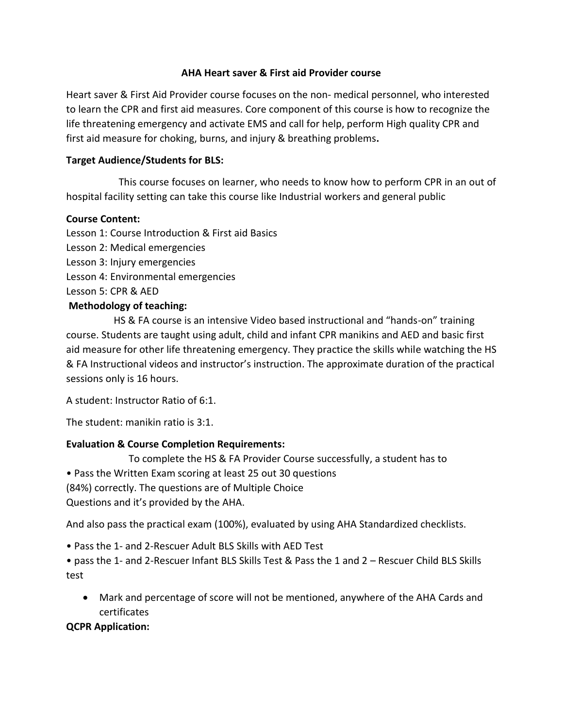# AHA Heart saver & First aid Provider course

Heart saver & First Aid Provider course focuses on the non- medical personnel, who interested to learn the CPR and first aid measures. Core component of this course is how to recognize the life threatening emergency and activate EMS and call for help, perform High quality CPR and first aid measure for choking, burns, and injury & breathing problems**.**

**Target Audience/Students for BLS:**

This course focuses on learner, who needs to know how to perform CPR in an out of hospital facility setting can take this course like Industrial workers and general public

**Course Content:**

Lesson 1: Course Introduction & First aid Basics
Lesson 2: Medical emergencies
Lesson 3: Injury emergencies
Lesson 4: Environmental emergencies
Lesson 5: CPR & AED

**Methodology of teaching:**

HS & FA course is an intensive Video based instructional and "hands-on" training course. Students are taught using adult, child and infant CPR manikins and AED and basic first aid measure for other life threatening emergency. They practice the skills while watching the HS & FA Instructional videos and instructor's instruction. The approximate duration of the practical sessions only is 16 hours.

A student: Instructor Ratio of 6:1.

The student: manikin ratio is 3:1.

**Evaluation & Course Completion Requirements:**

To complete the HS & FA Provider Course successfully, a student has to

• Pass the Written Exam scoring at least 25 out 30 questions (84%) correctly. The questions are of Multiple Choice Questions and it's provided by the AHA.

And also pass the practical exam (100%), evaluated by using AHA Standardized checklists.

• Pass the 1- and 2-Rescuer Adult BLS Skills with AED Test

• pass the 1- and 2-Rescuer Infant BLS Skills Test & Pass the 1 and 2 – Rescuer Child BLS Skills test

- Mark and percentage of score will not be mentioned, anywhere of the AHA Cards and certificates

**QCPR Application:**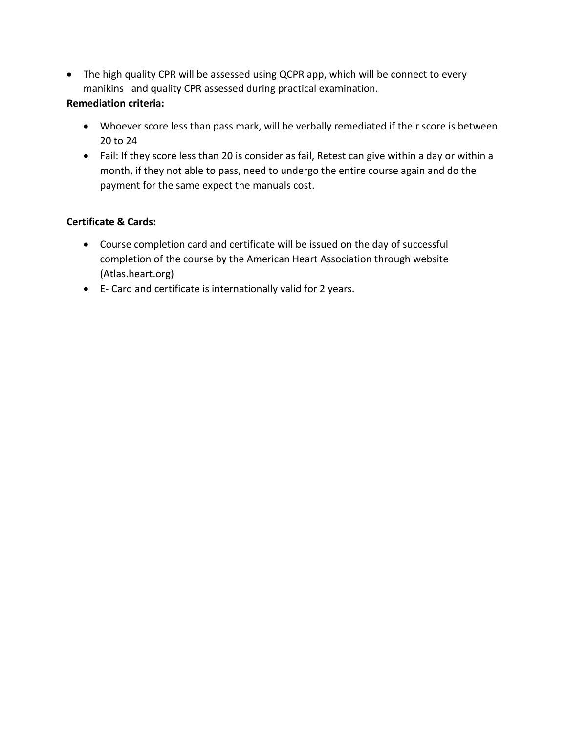- The high quality CPR will be assessed using QCPR app, which will be connect to every manikins and quality CPR assessed during practical examination.

**Remediation criteria:**

- Whoever score less than pass mark, will be verbally remediated if their score is between 20 to 24
- Fail: If they score less than 20 is consider as fail, Retest can give within a day or within a month, if they not able to pass, need to undergo the entire course again and do the payment for the same expect the manuals cost.

**Certificate & Cards:**

- Course completion card and certificate will be issued on the day of successful completion of the course by the American Heart Association through website (Atlas.heart.org)
- E- Card and certificate is internationally valid for 2 years.